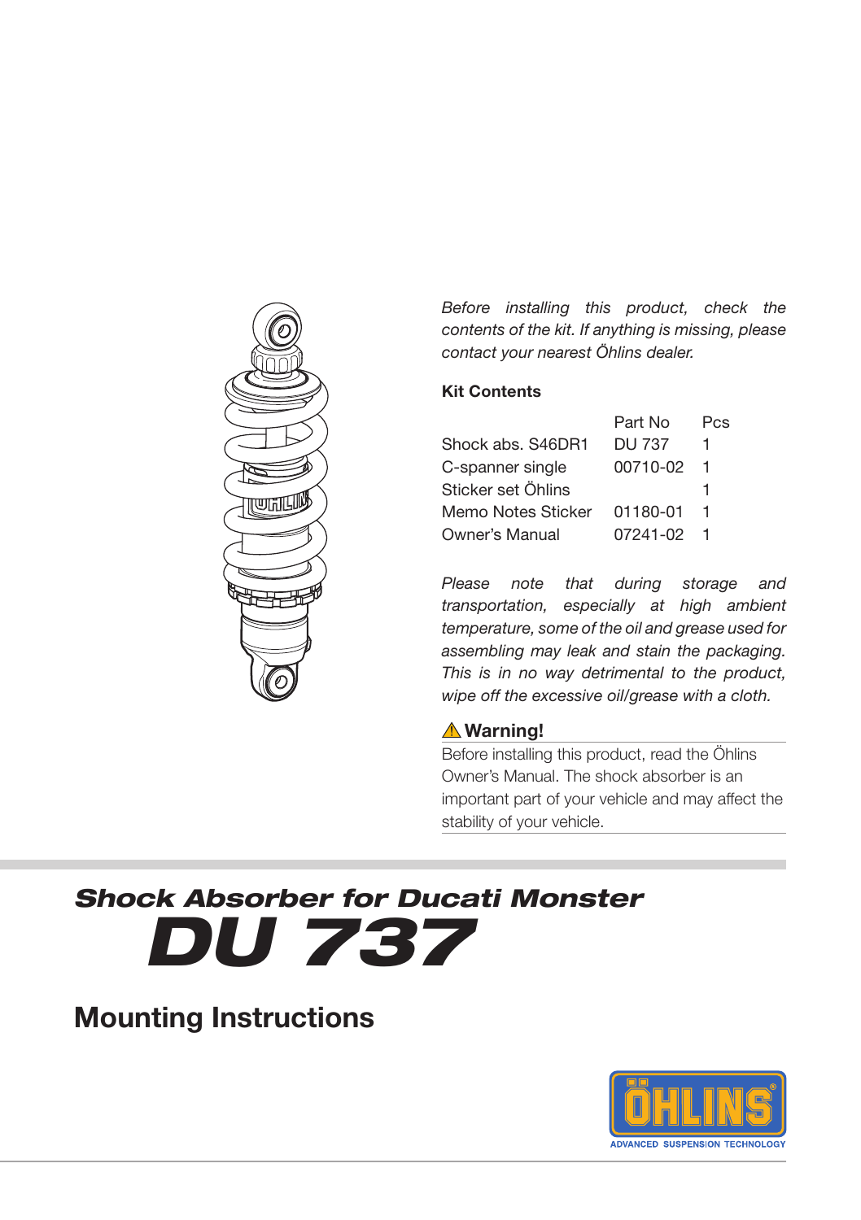*Before installing this product, check the contents of the kit. If anything is missing, please contact your nearest Öhlins dealer.*

**Kit Contents**

| | Part No | Pcs |
|---|---|---|
| Shock abs. S46DR1 | DU 737 | 1 |
| C-spanner single | 00710-02 | 1 |
| Sticker set Öhlins | | 1 |
| Memo Notes Sticker | 01180-01 | 1 |
| Owner's Manual | 07241-02 | 1 |

*Please note that during storage and transportation, especially at high ambient temperature, some of the oil and grease used for assembling may leak and stain the packaging. This is in no way detrimental to the product, wipe off the excessive oil/grease with a cloth.*

**⚠ Warning!**

Before installing this product, read the Öhlins Owner's Manual. The shock absorber is an important part of your vehicle and may affect the stability of your vehicle.

## *Shock Absorber for Ducati Monster*

# *DU 737*

## Mounting Instructions

ÖHLINS ADVANCED SUSPENSION TECHNOLOGY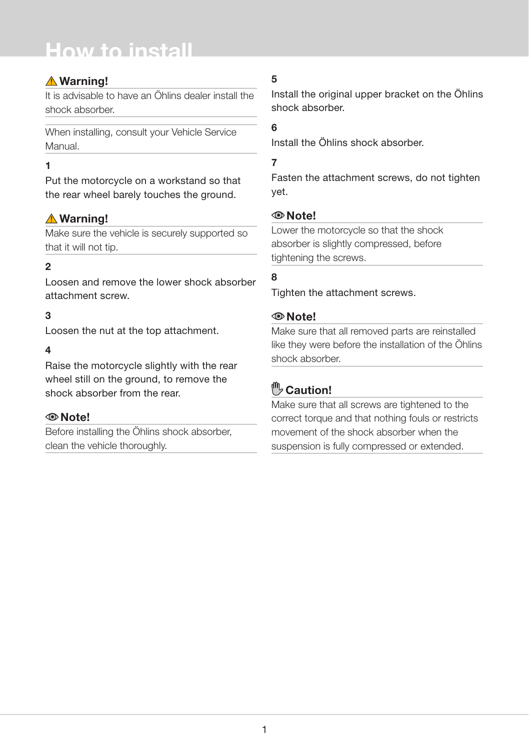# How to install

**⚠ Warning!**

It is advisable to have an Öhlins dealer install the shock absorber.

When installing, consult your Vehicle Service Manual.

**1**

Put the motorcycle on a workstand so that the rear wheel barely touches the ground.

**⚠ Warning!**

Make sure the vehicle is securely supported so that it will not tip.

**2**

Loosen and remove the lower shock absorber attachment screw.

**3**

Loosen the nut at the top attachment.

**4**

Raise the motorcycle slightly with the rear wheel still on the ground, to remove the shock absorber from the rear.

**Note!**

Before installing the Öhlins shock absorber, clean the vehicle thoroughly.

**5**

Install the original upper bracket on the Öhlins shock absorber.

**6**

Install the Öhlins shock absorber.

**7**

Fasten the attachment screws, do not tighten yet.

**Note!**

Lower the motorcycle so that the shock absorber is slightly compressed, before tightening the screws.

**8**

Tighten the attachment screws.

**Note!**

Make sure that all removed parts are reinstalled like they were before the installation of the Öhlins shock absorber.

**Caution!**

Make sure that all screws are tightened to the correct torque and that nothing fouls or restricts movement of the shock absorber when the suspension is fully compressed or extended.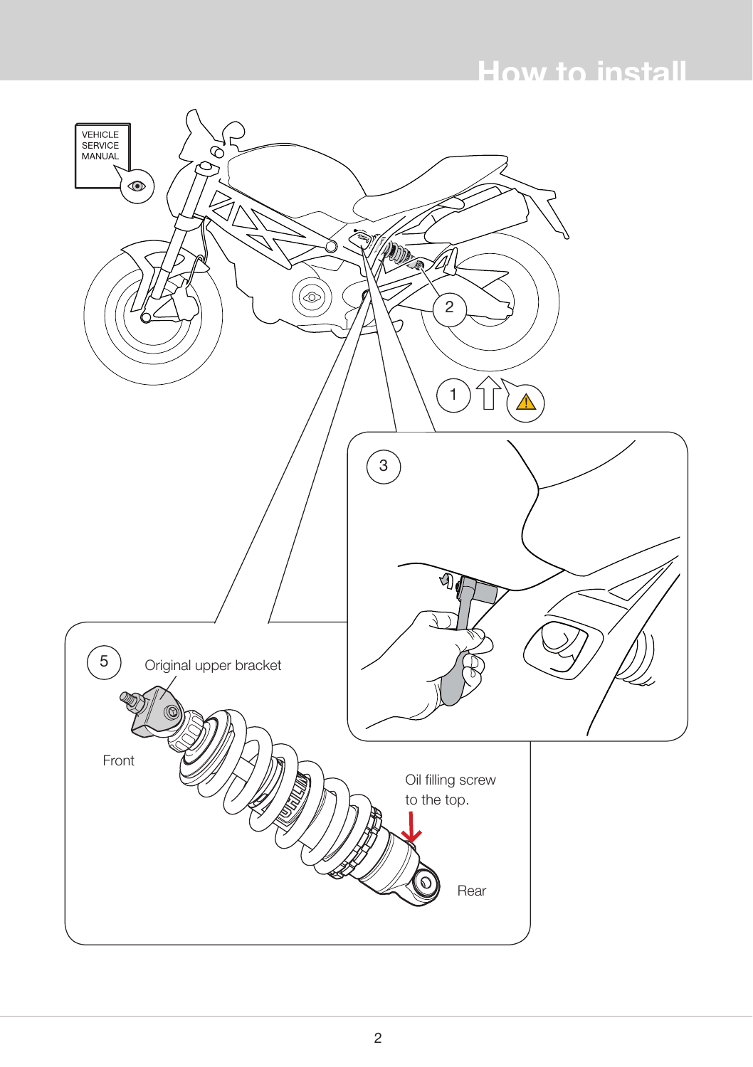# How to install

VEHICLE SERVICE MANUAL

2

1

3

5

Original upper bracket

Front

Oil filling screw to the top.

Rear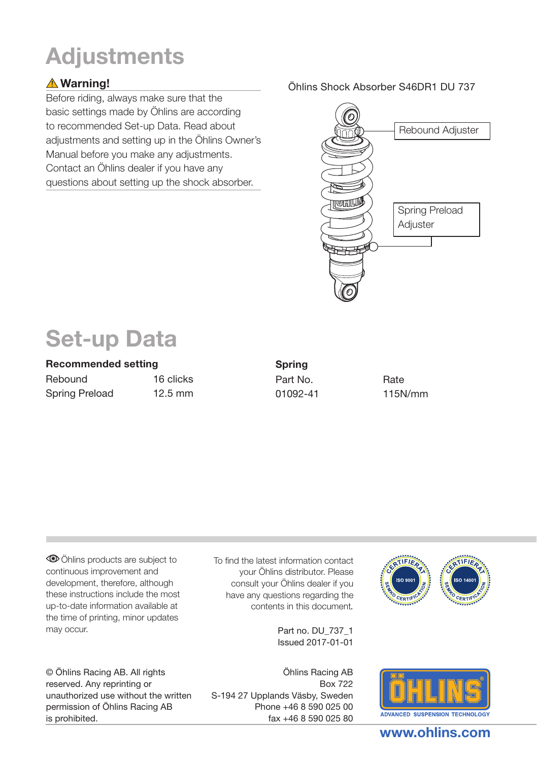# Adjustments

**⚠ Warning!**

Before riding, always make sure that the basic settings made by Öhlins are according to recommended Set-up Data. Read about adjustments and setting up in the Öhlins Owner's Manual before you make any adjustments. Contact an Öhlins dealer if you have any questions about setting up the shock absorber.

Öhlins Shock Absorber S46DR1 DU 737

Rebound Adjuster

Spring Preload Adjuster

# Set-up Data

**Recommended setting**

| | |
|---|---|
| Rebound | 16 clicks |
| Spring Preload | 12.5 mm |

**Spring**

| Part No. | Rate |
|---|---|
| 01092-41 | 115N/mm |

Öhlins products are subject to continuous improvement and development, therefore, although these instructions include the most up-to-date information available at the time of printing, minor updates may occur.

To find the latest information contact your Öhlins distributor. Please consult your Öhlins dealer if you have any questions regarding the contents in this document.

Part no. DU_737_1
Issued 2017-01-01

© Öhlins Racing AB. All rights reserved. Any reprinting or unauthorized use without the written permission of Öhlins Racing AB is prohibited.

Öhlins Racing AB
Box 722
S-194 27 Upplands Väsby, Sweden
Phone +46 8 590 025 00
fax +46 8 590 025 80

ÖHLINS ADVANCED SUSPENSION TECHNOLOGY

www.ohlins.com